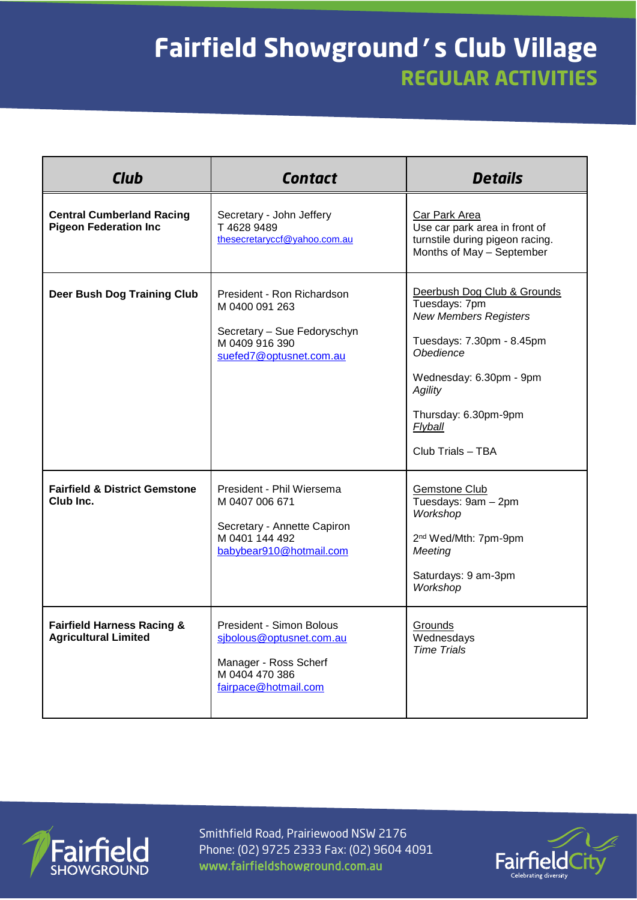# Fairfield Showground's Club Village

## REGULAR ACTIVITIES

| *Club* | *Contact* | *Details* |
|---|---|---|
| **Central Cumberland Racing Pigeon Federation Inc** | Secretary - John Jeffery<br>T 4628 9489<br>thesecretaryccf@yahoo.com.au | Car Park Area<br>Use car park area in front of turnstile during pigeon racing.<br>Months of May – September |
| **Deer Bush Dog Training Club** | President - Ron Richardson<br>M 0400 091 263<br><br>Secretary – Sue Fedoryschyn<br>M 0409 916 390<br>suefed7@optusnet.com.au | Deerbush Dog Club & Grounds<br>Tuesdays: 7pm<br>*New Members Registers*<br><br>Tuesdays: 7.30pm - 8.45pm<br>*Obedience*<br><br>Wednesday: 6.30pm - 9pm<br>*Agility*<br><br>Thursday: 6.30pm-9pm<br>*Flyball*<br><br>Club Trials – TBA |
| **Fairfield & District Gemstone Club Inc.** | President - Phil Wiersema<br>M 0407 006 671<br><br>Secretary - Annette Capiron<br>M 0401 144 492<br>babybear910@hotmail.com | Gemstone Club<br>Tuesdays: 9am – 2pm<br>*Workshop*<br><br>2nd Wed/Mth: 7pm-9pm<br>*Meeting*<br><br>Saturdays: 9 am-3pm<br>*Workshop* |
| **Fairfield Harness Racing & Agricultural Limited** | President - Simon Bolous<br>sjbolous@optusnet.com.au<br><br>Manager - Ross Scherf<br>M 0404 470 386<br>fairpace@hotmail.com | Grounds<br>Wednesdays<br>*Time Trials* |

Smithfield Road, Prairiewood NSW 2176
Phone: (02) 9725 2333 Fax: (02) 9604 4091
www.fairfieldshowground.com.au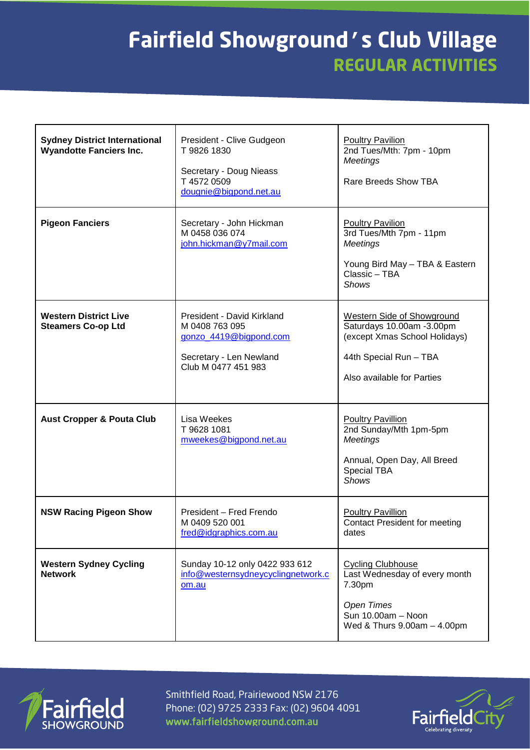# Fairfield Showground's Club Village

## REGULAR ACTIVITIES

| | | |
|---|---|---|
| **Sydney District International Wyandotte Fanciers Inc.** | President - Clive Gudgeon<br>T 9826 1830<br><br>Secretary - Doug Nieass<br>T 4572 0509<br>dougnie@bigpond.net.au | Poultry Pavilion<br>2nd Tues/Mth: 7pm - 10pm<br>*Meetings*<br><br>Rare Breeds Show TBA |
| **Pigeon Fanciers** | Secretary - John Hickman<br>M 0458 036 074<br>john.hickman@y7mail.com | Poultry Pavilion<br>3rd Tues/Mth 7pm - 11pm<br>*Meetings*<br><br>Young Bird May – TBA & Eastern Classic – TBA<br>*Shows* |
| **Western District Live Steamers Co-op Ltd** | President - David Kirkland<br>M 0408 763 095<br>gonzo_4419@bigpond.com<br><br>Secretary - Len Newland<br>Club M 0477 451 983 | Western Side of Showground<br>Saturdays 10.00am -3.00pm<br>(except Xmas School Holidays)<br><br>44th Special Run – TBA<br><br>Also available for Parties |
| **Aust Cropper & Pouta Club** | Lisa Weekes<br>T 9628 1081<br>mweekes@bigpond.net.au | Poultry Pavillion<br>2nd Sunday/Mth 1pm-5pm<br>*Meetings*<br><br>Annual, Open Day, All Breed Special TBA<br>*Shows* |
| **NSW Racing Pigeon Show** | President – Fred Frendo<br>M 0409 520 001<br>fred@idgraphics.com.au | Poultry Pavillion<br>Contact President for meeting dates |
| **Western Sydney Cycling Network** | Sunday 10-12 only 0422 933 612<br>info@westernsydneycyclingnetwork.com.au | Cycling Clubhouse<br>Last Wednesday of every month 7.30pm<br><br>*Open Times*<br>Sun 10.00am – Noon<br>Wed & Thurs 9.00am – 4.00pm |

Smithfield Road, Prairiewood NSW 2176
Phone: (02) 9725 2333 Fax: (02) 9604 4091
www.fairfieldshowground.com.au